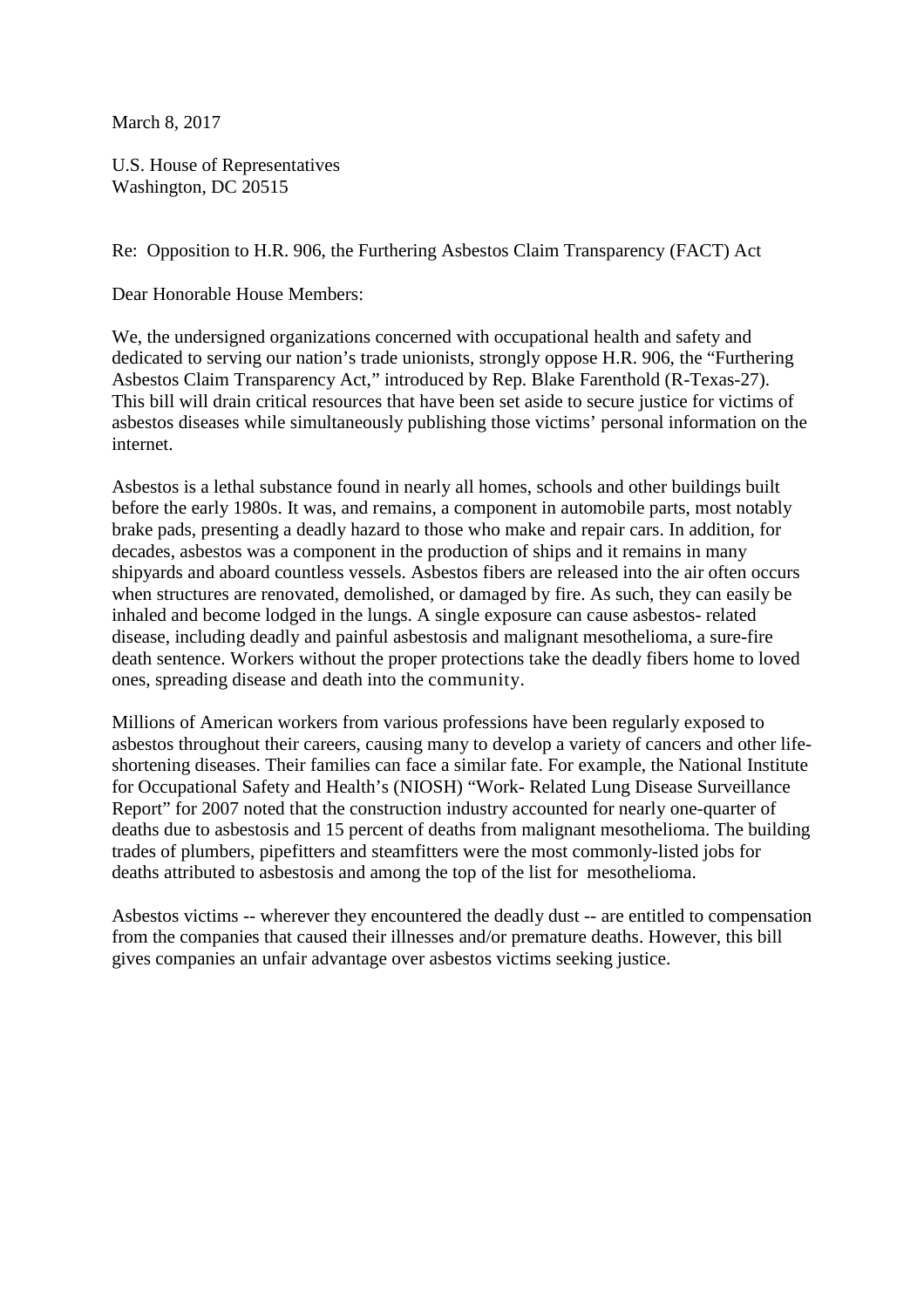March 8, 2017

U.S. House of Representatives
Washington, DC 20515

Re: Opposition to H.R. 906, the Furthering Asbestos Claim Transparency (FACT) Act

Dear Honorable House Members:

We, the undersigned organizations concerned with occupational health and safety and dedicated to serving our nation's trade unionists, strongly oppose H.R. 906, the "Furthering Asbestos Claim Transparency Act," introduced by Rep. Blake Farenthold (R-Texas-27). This bill will drain critical resources that have been set aside to secure justice for victims of asbestos diseases while simultaneously publishing those victims' personal information on the internet.

Asbestos is a lethal substance found in nearly all homes, schools and other buildings built before the early 1980s. It was, and remains, a component in automobile parts, most notably brake pads, presenting a deadly hazard to those who make and repair cars. In addition, for decades, asbestos was a component in the production of ships and it remains in many shipyards and aboard countless vessels. Asbestos fibers are released into the air often occurs when structures are renovated, demolished, or damaged by fire. As such, they can easily be inhaled and become lodged in the lungs. A single exposure can cause asbestos- related disease, including deadly and painful asbestosis and malignant mesothelioma, a sure-fire death sentence. Workers without the proper protections take the deadly fibers home to loved ones, spreading disease and death into the community.

Millions of American workers from various professions have been regularly exposed to asbestos throughout their careers, causing many to develop a variety of cancers and other life-shortening diseases. Their families can face a similar fate. For example, the National Institute for Occupational Safety and Health's (NIOSH) "Work- Related Lung Disease Surveillance Report" for 2007 noted that the construction industry accounted for nearly one-quarter of deaths due to asbestosis and 15 percent of deaths from malignant mesothelioma. The building trades of plumbers, pipefitters and steamfitters were the most commonly-listed jobs for deaths attributed to asbestosis and among the top of the list for mesothelioma.

Asbestos victims -- wherever they encountered the deadly dust -- are entitled to compensation from the companies that caused their illnesses and/or premature deaths. However, this bill gives companies an unfair advantage over asbestos victims seeking justice.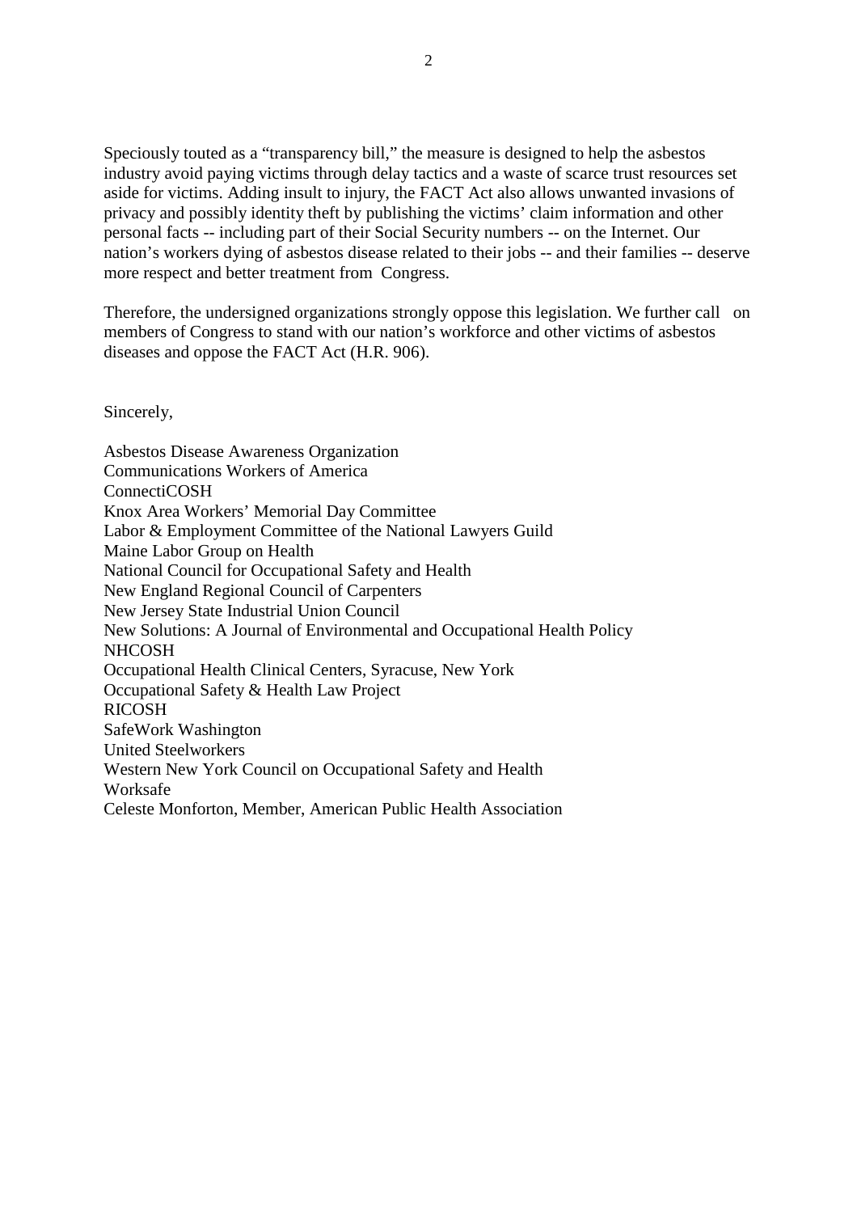Speciously touted as a “transparency bill,” the measure is designed to help the asbestos industry avoid paying victims through delay tactics and a waste of scarce trust resources set aside for victims. Adding insult to injury, the FACT Act also allows unwanted invasions of privacy and possibly identity theft by publishing the victims’ claim information and other personal facts -- including part of their Social Security numbers -- on the Internet. Our nation’s workers dying of asbestos disease related to their jobs -- and their families -- deserve more respect and better treatment from Congress.

Therefore, the undersigned organizations strongly oppose this legislation. We further call on members of Congress to stand with our nation’s workforce and other victims of asbestos diseases and oppose the FACT Act (H.R. 906).

Sincerely,

Asbestos Disease Awareness Organization
Communications Workers of America
ConnectiCOSH
Knox Area Workers’ Memorial Day Committee
Labor & Employment Committee of the National Lawyers Guild
Maine Labor Group on Health
National Council for Occupational Safety and Health
New England Regional Council of Carpenters
New Jersey State Industrial Union Council
New Solutions: A Journal of Environmental and Occupational Health Policy
NHCOSH
Occupational Health Clinical Centers, Syracuse, New York
Occupational Safety & Health Law Project
RICOSH
SafeWork Washington
United Steelworkers
Western New York Council on Occupational Safety and Health
Worksafe
Celeste Monforton, Member, American Public Health Association